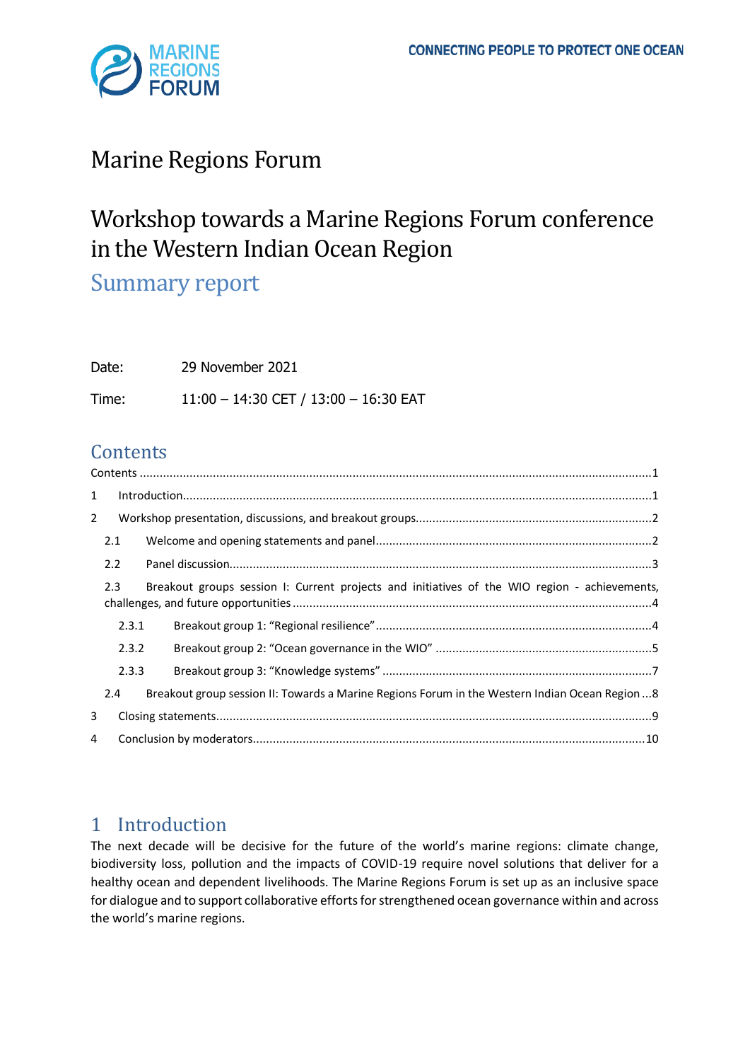# Marine Regions Forum

# Workshop towards a Marine Regions Forum conference in the Western Indian Ocean Region

## Summary report

Date: 29 November 2021

Time: 11:00 – 14:30 CET / 13:00 – 16:30 EAT

## Contents

- Contents ... 1
- 1 Introduction ... 1
- 2 Workshop presentation, discussions, and breakout groups ... 2
  - 2.1 Welcome and opening statements and panel ... 2
  - 2.2 Panel discussion ... 3
  - 2.3 Breakout groups session I: Current projects and initiatives of the WIO region - achievements, challenges, and future opportunities ... 4
    - 2.3.1 Breakout group 1: "Regional resilience" ... 4
    - 2.3.2 Breakout group 2: "Ocean governance in the WIO" ... 5
    - 2.3.3 Breakout group 3: "Knowledge systems" ... 7
  - 2.4 Breakout group session II: Towards a Marine Regions Forum in the Western Indian Ocean Region ... 8
- 3 Closing statements ... 9
- 4 Conclusion by moderators ... 10

# 1 Introduction

The next decade will be decisive for the future of the world's marine regions: climate change, biodiversity loss, pollution and the impacts of COVID-19 require novel solutions that deliver for a healthy ocean and dependent livelihoods. The Marine Regions Forum is set up as an inclusive space for dialogue and to support collaborative efforts for strengthened ocean governance within and across the world's marine regions.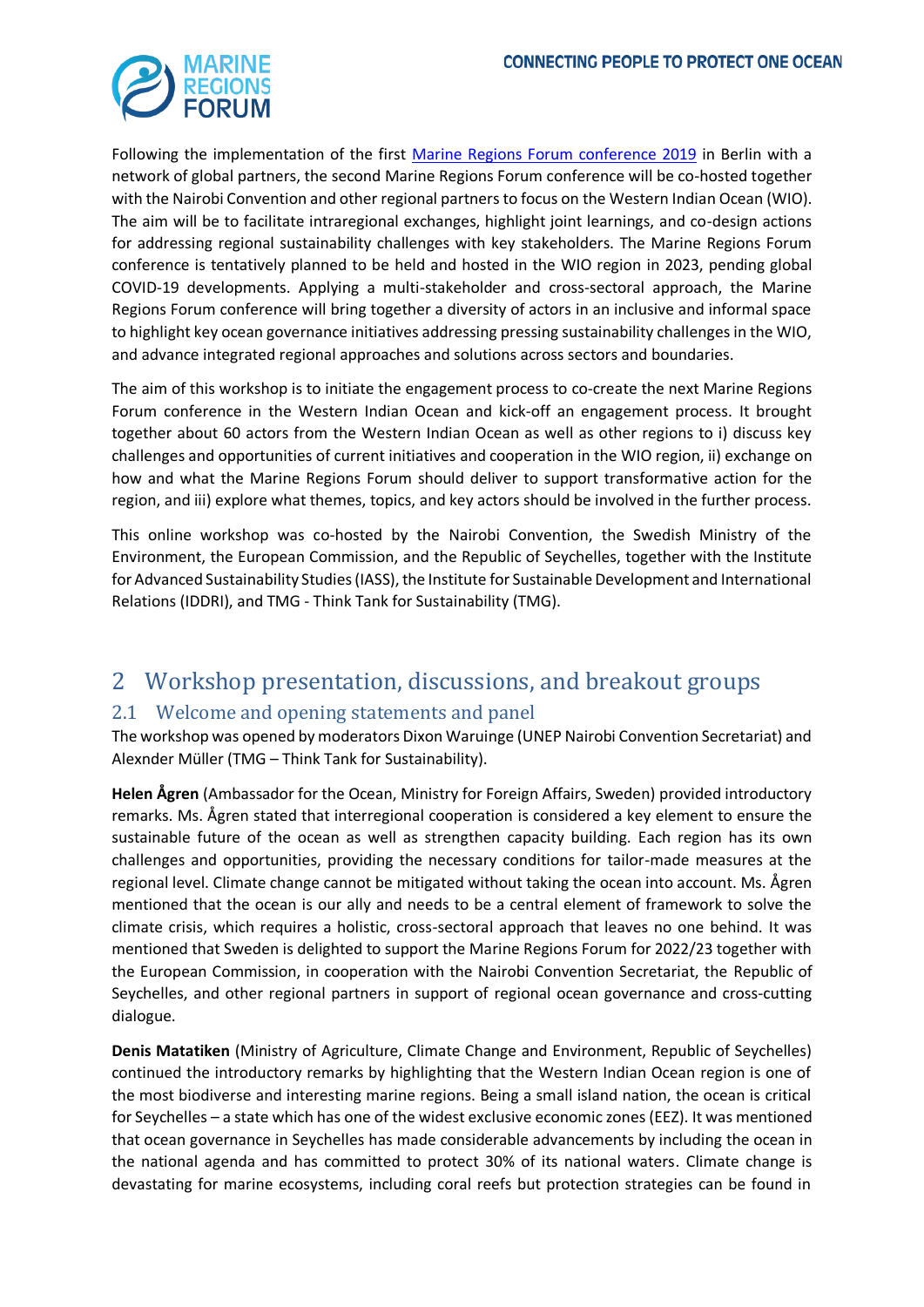Following the implementation of the first [Marine Regions Forum conference 2019] in Berlin with a network of global partners, the second Marine Regions Forum conference will be co-hosted together with the Nairobi Convention and other regional partners to focus on the Western Indian Ocean (WIO). The aim will be to facilitate intraregional exchanges, highlight joint learnings, and co-design actions for addressing regional sustainability challenges with key stakeholders. The Marine Regions Forum conference is tentatively planned to be held and hosted in the WIO region in 2023, pending global COVID-19 developments. Applying a multi-stakeholder and cross-sectoral approach, the Marine Regions Forum conference will bring together a diversity of actors in an inclusive and informal space to highlight key ocean governance initiatives addressing pressing sustainability challenges in the WIO, and advance integrated regional approaches and solutions across sectors and boundaries.

The aim of this workshop is to initiate the engagement process to co-create the next Marine Regions Forum conference in the Western Indian Ocean and kick-off an engagement process. It brought together about 60 actors from the Western Indian Ocean as well as other regions to i) discuss key challenges and opportunities of current initiatives and cooperation in the WIO region, ii) exchange on how and what the Marine Regions Forum should deliver to support transformative action for the region, and iii) explore what themes, topics, and key actors should be involved in the further process.

This online workshop was co-hosted by the Nairobi Convention, the Swedish Ministry of the Environment, the European Commission, and the Republic of Seychelles, together with the Institute for Advanced Sustainability Studies (IASS), the Institute for Sustainable Development and International Relations (IDDRI), and TMG - Think Tank for Sustainability (TMG).

# 2 Workshop presentation, discussions, and breakout groups

## 2.1 Welcome and opening statements and panel

The workshop was opened by moderators Dixon Waruinge (UNEP Nairobi Convention Secretariat) and Alexnder Müller (TMG – Think Tank for Sustainability).

**Helen Ågren** (Ambassador for the Ocean, Ministry for Foreign Affairs, Sweden) provided introductory remarks. Ms. Ågren stated that interregional cooperation is considered a key element to ensure the sustainable future of the ocean as well as strengthen capacity building. Each region has its own challenges and opportunities, providing the necessary conditions for tailor-made measures at the regional level. Climate change cannot be mitigated without taking the ocean into account. Ms. Ågren mentioned that the ocean is our ally and needs to be a central element of framework to solve the climate crisis, which requires a holistic, cross-sectoral approach that leaves no one behind. It was mentioned that Sweden is delighted to support the Marine Regions Forum for 2022/23 together with the European Commission, in cooperation with the Nairobi Convention Secretariat, the Republic of Seychelles, and other regional partners in support of regional ocean governance and cross-cutting dialogue.

**Denis Matatiken** (Ministry of Agriculture, Climate Change and Environment, Republic of Seychelles) continued the introductory remarks by highlighting that the Western Indian Ocean region is one of the most biodiverse and interesting marine regions. Being a small island nation, the ocean is critical for Seychelles – a state which has one of the widest exclusive economic zones (EEZ). It was mentioned that ocean governance in Seychelles has made considerable advancements by including the ocean in the national agenda and has committed to protect 30% of its national waters. Climate change is devastating for marine ecosystems, including coral reefs but protection strategies can be found in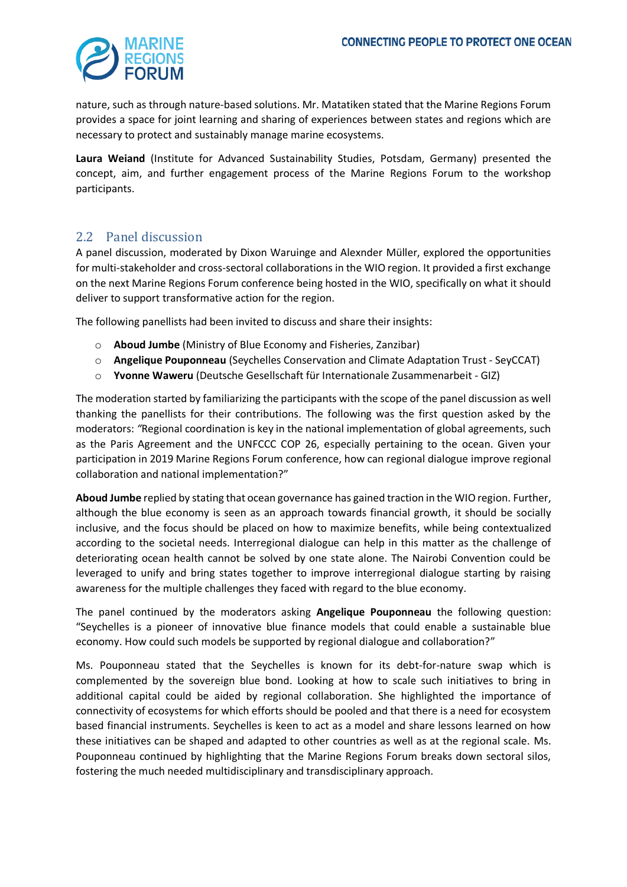nature, such as through nature-based solutions. Mr. Matatiken stated that the Marine Regions Forum provides a space for joint learning and sharing of experiences between states and regions which are necessary to protect and sustainably manage marine ecosystems.

**Laura Weiand** (Institute for Advanced Sustainability Studies, Potsdam, Germany) presented the concept, aim, and further engagement process of the Marine Regions Forum to the workshop participants.

## 2.2 Panel discussion

A panel discussion, moderated by Dixon Waruinge and Alexnder Müller, explored the opportunities for multi-stakeholder and cross-sectoral collaborations in the WIO region. It provided a first exchange on the next Marine Regions Forum conference being hosted in the WIO, specifically on what it should deliver to support transformative action for the region.

The following panellists had been invited to discuss and share their insights:

- **Aboud Jumbe** (Ministry of Blue Economy and Fisheries, Zanzibar)
- **Angelique Pouponneau** (Seychelles Conservation and Climate Adaptation Trust - SeyCCAT)
- **Yvonne Waweru** (Deutsche Gesellschaft für Internationale Zusammenarbeit - GIZ)

The moderation started by familiarizing the participants with the scope of the panel discussion as well thanking the panellists for their contributions. The following was the first question asked by the moderators: *"*Regional coordination is key in the national implementation of global agreements, such as the Paris Agreement and the UNFCCC COP 26, especially pertaining to the ocean. Given your participation in 2019 Marine Regions Forum conference, how can regional dialogue improve regional collaboration and national implementation?"

**Aboud Jumbe** replied by stating that ocean governance has gained traction in the WIO region. Further, although the blue economy is seen as an approach towards financial growth, it should be socially inclusive, and the focus should be placed on how to maximize benefits, while being contextualized according to the societal needs. Interregional dialogue can help in this matter as the challenge of deteriorating ocean health cannot be solved by one state alone. The Nairobi Convention could be leveraged to unify and bring states together to improve interregional dialogue starting by raising awareness for the multiple challenges they faced with regard to the blue economy.

The panel continued by the moderators asking **Angelique Pouponneau** the following question: "Seychelles is a pioneer of innovative blue finance models that could enable a sustainable blue economy. How could such models be supported by regional dialogue and collaboration?"

Ms. Pouponneau stated that the Seychelles is known for its debt-for-nature swap which is complemented by the sovereign blue bond. Looking at how to scale such initiatives to bring in additional capital could be aided by regional collaboration. She highlighted the importance of connectivity of ecosystems for which efforts should be pooled and that there is a need for ecosystem based financial instruments. Seychelles is keen to act as a model and share lessons learned on how these initiatives can be shaped and adapted to other countries as well as at the regional scale. Ms. Pouponneau continued by highlighting that the Marine Regions Forum breaks down sectoral silos, fostering the much needed multidisciplinary and transdisciplinary approach.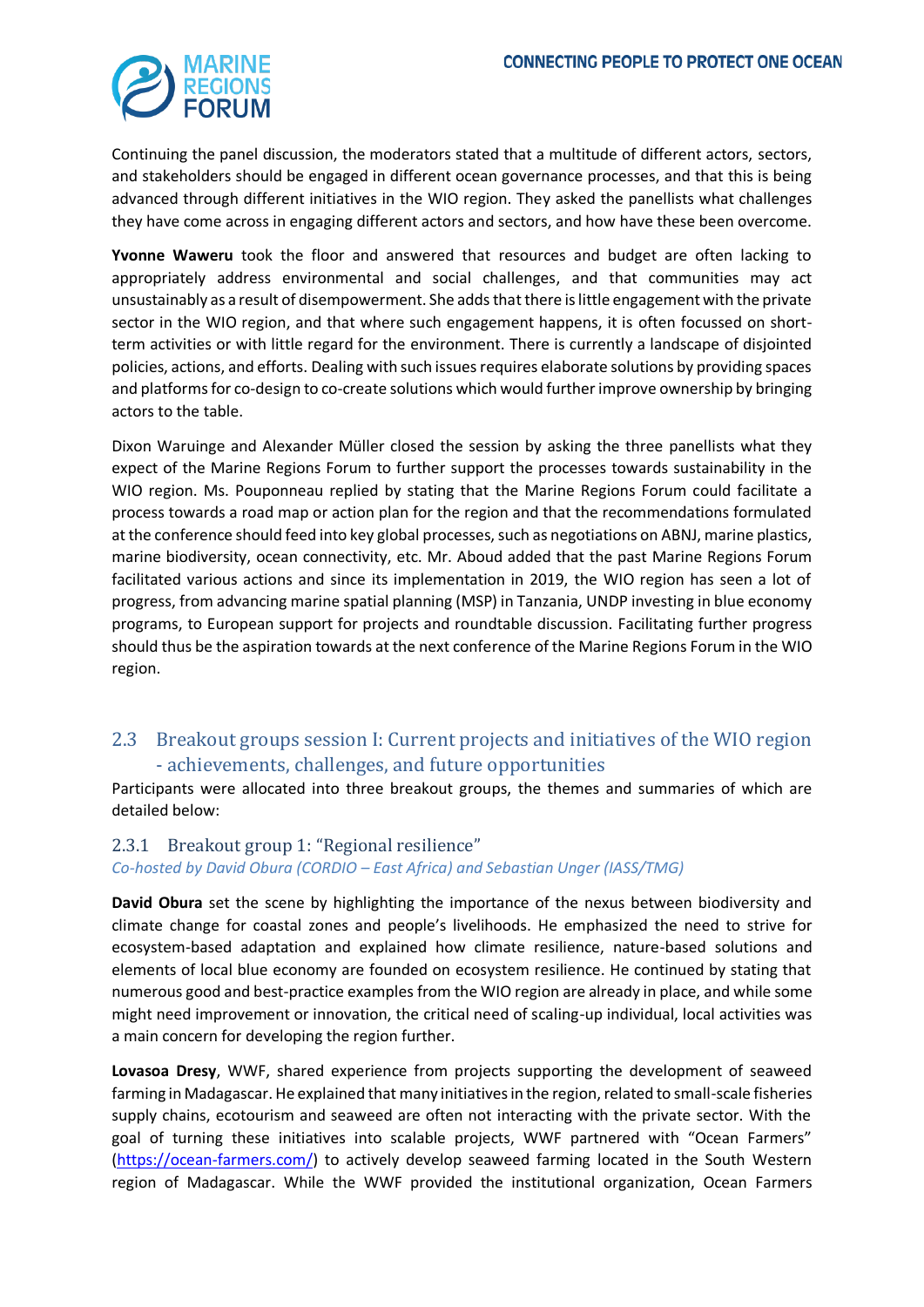Continuing the panel discussion, the moderators stated that a multitude of different actors, sectors, and stakeholders should be engaged in different ocean governance processes, and that this is being advanced through different initiatives in the WIO region. They asked the panellists what challenges they have come across in engaging different actors and sectors, and how have these been overcome.

**Yvonne Waweru** took the floor and answered that resources and budget are often lacking to appropriately address environmental and social challenges, and that communities may act unsustainably as a result of disempowerment. She adds that there is little engagement with the private sector in the WIO region, and that where such engagement happens, it is often focussed on short-term activities or with little regard for the environment. There is currently a landscape of disjointed policies, actions, and efforts. Dealing with such issues requires elaborate solutions by providing spaces and platforms for co-design to co-create solutions which would further improve ownership by bringing actors to the table.

Dixon Waruinge and Alexander Müller closed the session by asking the three panellists what they expect of the Marine Regions Forum to further support the processes towards sustainability in the WIO region. Ms. Pouponneau replied by stating that the Marine Regions Forum could facilitate a process towards a road map or action plan for the region and that the recommendations formulated at the conference should feed into key global processes, such as negotiations on ABNJ, marine plastics, marine biodiversity, ocean connectivity, etc. Mr. Aboud added that the past Marine Regions Forum facilitated various actions and since its implementation in 2019, the WIO region has seen a lot of progress, from advancing marine spatial planning (MSP) in Tanzania, UNDP investing in blue economy programs, to European support for projects and roundtable discussion. Facilitating further progress should thus be the aspiration towards at the next conference of the Marine Regions Forum in the WIO region.

## 2.3 Breakout groups session I: Current projects and initiatives of the WIO region - achievements, challenges, and future opportunities

Participants were allocated into three breakout groups, the themes and summaries of which are detailed below:

### 2.3.1 Breakout group 1: "Regional resilience"

*Co-hosted by David Obura (CORDIO – East Africa) and Sebastian Unger (IASS/TMG)*

**David Obura** set the scene by highlighting the importance of the nexus between biodiversity and climate change for coastal zones and people's livelihoods. He emphasized the need to strive for ecosystem-based adaptation and explained how climate resilience, nature-based solutions and elements of local blue economy are founded on ecosystem resilience. He continued by stating that numerous good and best-practice examples from the WIO region are already in place, and while some might need improvement or innovation, the critical need of scaling-up individual, local activities was a main concern for developing the region further.

**Lovasoa Dresy**, WWF, shared experience from projects supporting the development of seaweed farming in Madagascar. He explained that many initiatives in the region, related to small-scale fisheries supply chains, ecotourism and seaweed are often not interacting with the private sector. With the goal of turning these initiatives into scalable projects, WWF partnered with "Ocean Farmers" (https://ocean-farmers.com/) to actively develop seaweed farming located in the South Western region of Madagascar. While the WWF provided the institutional organization, Ocean Farmers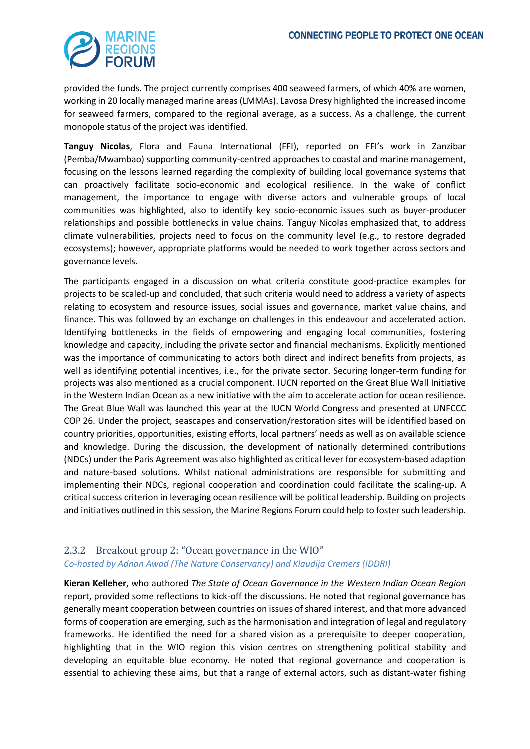provided the funds. The project currently comprises 400 seaweed farmers, of which 40% are women, working in 20 locally managed marine areas (LMMAs). Lavosa Dresy highlighted the increased income for seaweed farmers, compared to the regional average, as a success. As a challenge, the current monopole status of the project was identified.

**Tanguy Nicolas**, Flora and Fauna International (FFI), reported on FFI's work in Zanzibar (Pemba/Mwambao) supporting community-centred approaches to coastal and marine management, focusing on the lessons learned regarding the complexity of building local governance systems that can proactively facilitate socio-economic and ecological resilience. In the wake of conflict management, the importance to engage with diverse actors and vulnerable groups of local communities was highlighted, also to identify key socio-economic issues such as buyer-producer relationships and possible bottlenecks in value chains. Tanguy Nicolas emphasized that, to address climate vulnerabilities, projects need to focus on the community level (e.g., to restore degraded ecosystems); however, appropriate platforms would be needed to work together across sectors and governance levels.

The participants engaged in a discussion on what criteria constitute good-practice examples for projects to be scaled-up and concluded, that such criteria would need to address a variety of aspects relating to ecosystem and resource issues, social issues and governance, market value chains, and finance. This was followed by an exchange on challenges in this endeavour and accelerated action. Identifying bottlenecks in the fields of empowering and engaging local communities, fostering knowledge and capacity, including the private sector and financial mechanisms. Explicitly mentioned was the importance of communicating to actors both direct and indirect benefits from projects, as well as identifying potential incentives, i.e., for the private sector. Securing longer-term funding for projects was also mentioned as a crucial component. IUCN reported on the Great Blue Wall Initiative in the Western Indian Ocean as a new initiative with the aim to accelerate action for ocean resilience. The Great Blue Wall was launched this year at the IUCN World Congress and presented at UNFCCC COP 26. Under the project, seascapes and conservation/restoration sites will be identified based on country priorities, opportunities, existing efforts, local partners' needs as well as on available science and knowledge. During the discussion, the development of nationally determined contributions (NDCs) under the Paris Agreement was also highlighted as critical lever for ecosystem-based adaption and nature-based solutions. Whilst national administrations are responsible for submitting and implementing their NDCs, regional cooperation and coordination could facilitate the scaling-up. A critical success criterion in leveraging ocean resilience will be political leadership. Building on projects and initiatives outlined in this session, the Marine Regions Forum could help to foster such leadership.

### 2.3.2 Breakout group 2: "Ocean governance in the WIO"

*Co-hosted by Adnan Awad (The Nature Conservancy) and Klaudija Cremers (IDDRI)*

**Kieran Kelleher**, who authored *The State of Ocean Governance in the Western Indian Ocean Region* report, provided some reflections to kick-off the discussions. He noted that regional governance has generally meant cooperation between countries on issues of shared interest, and that more advanced forms of cooperation are emerging, such as the harmonisation and integration of legal and regulatory frameworks. He identified the need for a shared vision as a prerequisite to deeper cooperation, highlighting that in the WIO region this vision centres on strengthening political stability and developing an equitable blue economy. He noted that regional governance and cooperation is essential to achieving these aims, but that a range of external actors, such as distant-water fishing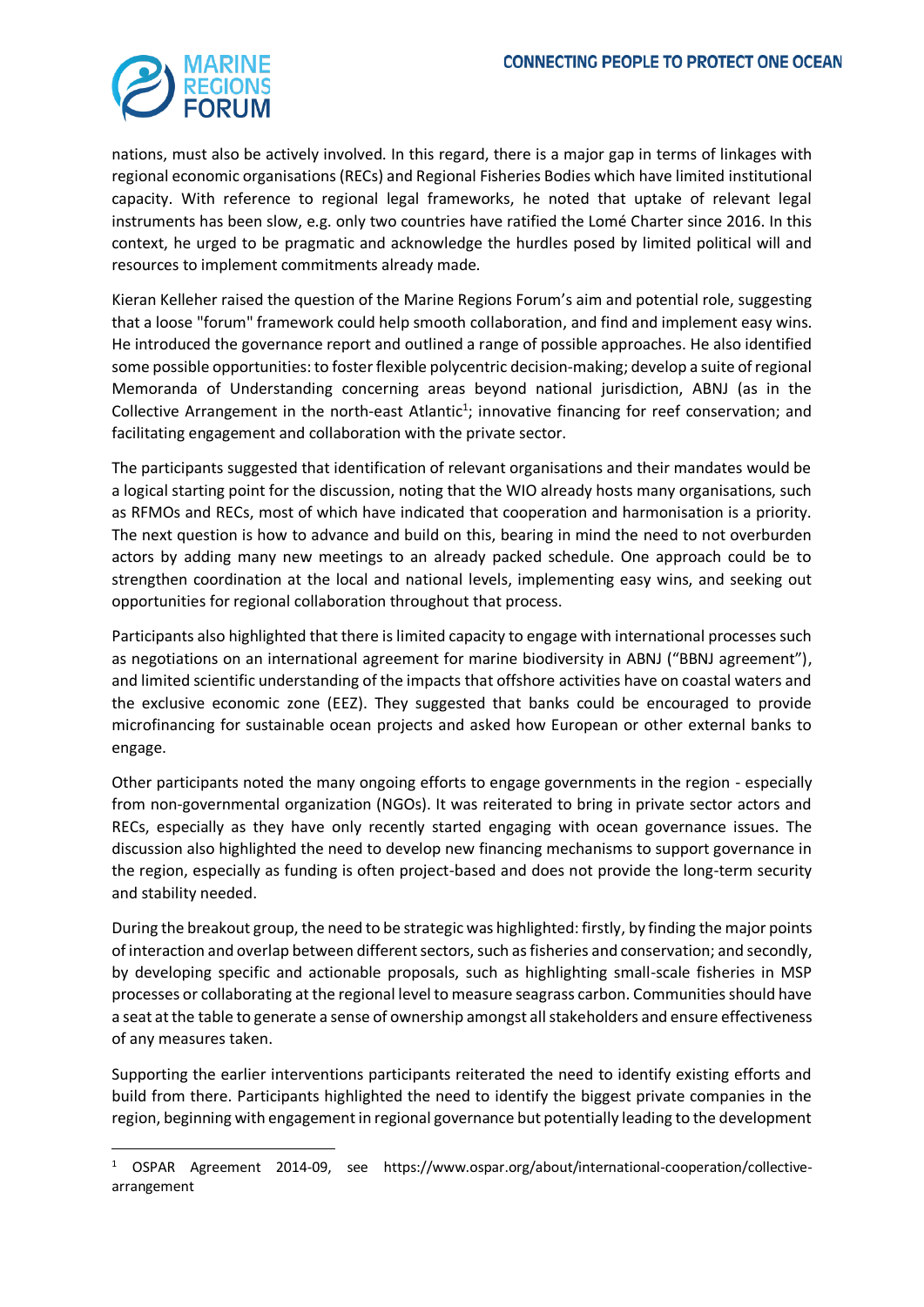nations, must also be actively involved. In this regard, there is a major gap in terms of linkages with regional economic organisations (RECs) and Regional Fisheries Bodies which have limited institutional capacity. With reference to regional legal frameworks, he noted that uptake of relevant legal instruments has been slow, e.g. only two countries have ratified the Lomé Charter since 2016. In this context, he urged to be pragmatic and acknowledge the hurdles posed by limited political will and resources to implement commitments already made.

Kieran Kelleher raised the question of the Marine Regions Forum's aim and potential role, suggesting that a loose "forum" framework could help smooth collaboration, and find and implement easy wins. He introduced the governance report and outlined a range of possible approaches. He also identified some possible opportunities: to foster flexible polycentric decision-making; develop a suite of regional Memoranda of Understanding concerning areas beyond national jurisdiction, ABNJ (as in the Collective Arrangement in the north-east Atlantic[1]; innovative financing for reef conservation; and facilitating engagement and collaboration with the private sector.

The participants suggested that identification of relevant organisations and their mandates would be a logical starting point for the discussion, noting that the WIO already hosts many organisations, such as RFMOs and RECs, most of which have indicated that cooperation and harmonisation is a priority. The next question is how to advance and build on this, bearing in mind the need to not overburden actors by adding many new meetings to an already packed schedule. One approach could be to strengthen coordination at the local and national levels, implementing easy wins, and seeking out opportunities for regional collaboration throughout that process.

Participants also highlighted that there is limited capacity to engage with international processes such as negotiations on an international agreement for marine biodiversity in ABNJ ("BBNJ agreement"), and limited scientific understanding of the impacts that offshore activities have on coastal waters and the exclusive economic zone (EEZ). They suggested that banks could be encouraged to provide microfinancing for sustainable ocean projects and asked how European or other external banks to engage.

Other participants noted the many ongoing efforts to engage governments in the region - especially from non-governmental organization (NGOs). It was reiterated to bring in private sector actors and RECs, especially as they have only recently started engaging with ocean governance issues. The discussion also highlighted the need to develop new financing mechanisms to support governance in the region, especially as funding is often project-based and does not provide the long-term security and stability needed.

During the breakout group, the need to be strategic was highlighted: firstly, by finding the major points of interaction and overlap between different sectors, such as fisheries and conservation; and secondly, by developing specific and actionable proposals, such as highlighting small-scale fisheries in MSP processes or collaborating at the regional level to measure seagrass carbon. Communities should have a seat at the table to generate a sense of ownership amongst all stakeholders and ensure effectiveness of any measures taken.

Supporting the earlier interventions participants reiterated the need to identify existing efforts and build from there. Participants highlighted the need to identify the biggest private companies in the region, beginning with engagement in regional governance but potentially leading to the development

[1] OSPAR Agreement 2014-09, see https://www.ospar.org/about/international-cooperation/collective-arrangement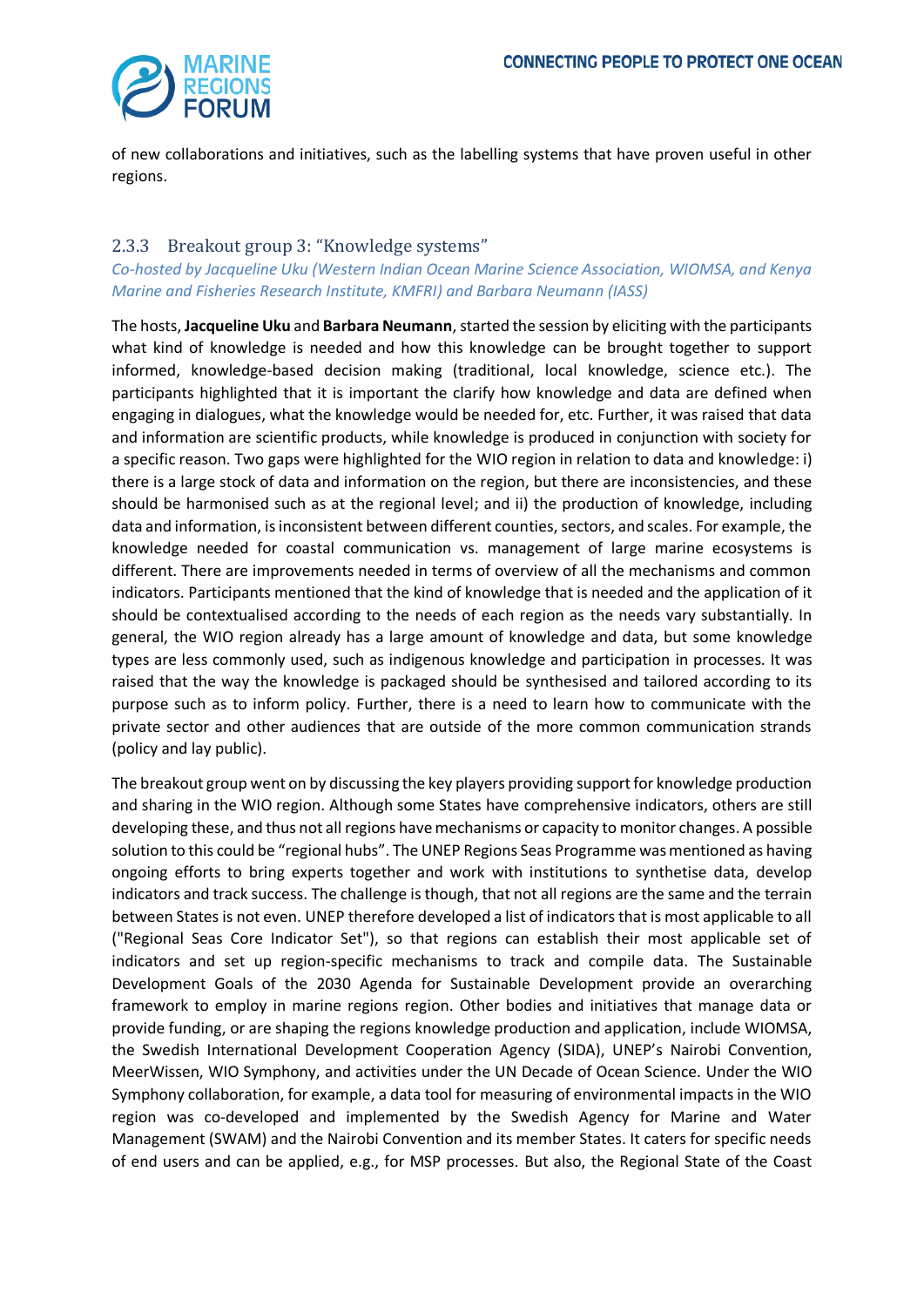of new collaborations and initiatives, such as the labelling systems that have proven useful in other regions.

### 2.3.3 Breakout group 3: "Knowledge systems"

*Co-hosted by Jacqueline Uku (Western Indian Ocean Marine Science Association, WIOMSA, and Kenya Marine and Fisheries Research Institute, KMFRI) and Barbara Neumann (IASS)*

The hosts, **Jacqueline Uku** and **Barbara Neumann**, started the session by eliciting with the participants what kind of knowledge is needed and how this knowledge can be brought together to support informed, knowledge-based decision making (traditional, local knowledge, science etc.). The participants highlighted that it is important the clarify how knowledge and data are defined when engaging in dialogues, what the knowledge would be needed for, etc. Further, it was raised that data and information are scientific products, while knowledge is produced in conjunction with society for a specific reason. Two gaps were highlighted for the WIO region in relation to data and knowledge: i) there is a large stock of data and information on the region, but there are inconsistencies, and these should be harmonised such as at the regional level; and ii) the production of knowledge, including data and information, is inconsistent between different counties, sectors, and scales. For example, the knowledge needed for coastal communication vs. management of large marine ecosystems is different. There are improvements needed in terms of overview of all the mechanisms and common indicators. Participants mentioned that the kind of knowledge that is needed and the application of it should be contextualised according to the needs of each region as the needs vary substantially. In general, the WIO region already has a large amount of knowledge and data, but some knowledge types are less commonly used, such as indigenous knowledge and participation in processes. It was raised that the way the knowledge is packaged should be synthesised and tailored according to its purpose such as to inform policy. Further, there is a need to learn how to communicate with the private sector and other audiences that are outside of the more common communication strands (policy and lay public).

The breakout group went on by discussing the key players providing support for knowledge production and sharing in the WIO region. Although some States have comprehensive indicators, others are still developing these, and thus not all regions have mechanisms or capacity to monitor changes. A possible solution to this could be "regional hubs". The UNEP Regions Seas Programme was mentioned as having ongoing efforts to bring experts together and work with institutions to synthetise data, develop indicators and track success. The challenge is though, that not all regions are the same and the terrain between States is not even. UNEP therefore developed a list of indicators that is most applicable to all ("Regional Seas Core Indicator Set"), so that regions can establish their most applicable set of indicators and set up region-specific mechanisms to track and compile data. The Sustainable Development Goals of the 2030 Agenda for Sustainable Development provide an overarching framework to employ in marine regions region. Other bodies and initiatives that manage data or provide funding, or are shaping the regions knowledge production and application, include WIOMSA, the Swedish International Development Cooperation Agency (SIDA), UNEP's Nairobi Convention, MeerWissen, WIO Symphony, and activities under the UN Decade of Ocean Science. Under the WIO Symphony collaboration, for example, a data tool for measuring of environmental impacts in the WIO region was co-developed and implemented by the Swedish Agency for Marine and Water Management (SWAM) and the Nairobi Convention and its member States. It caters for specific needs of end users and can be applied, e.g., for MSP processes. But also, the Regional State of the Coast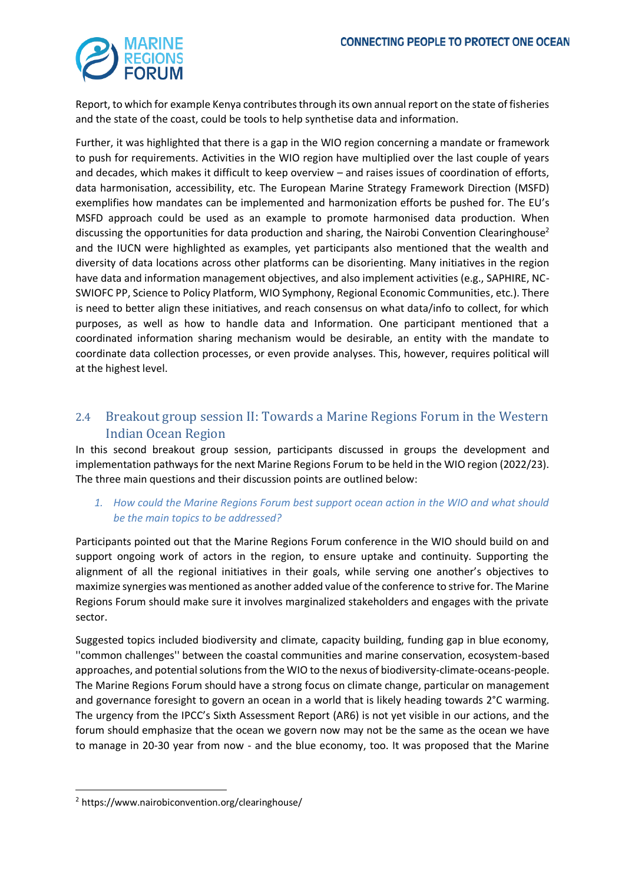Report, to which for example Kenya contributes through its own annual report on the state of fisheries and the state of the coast, could be tools to help synthesise data and information.

Further, it was highlighted that there is a gap in the WIO region concerning a mandate or framework to push for requirements. Activities in the WIO region have multiplied over the last couple of years and decades, which makes it difficult to keep overview – and raises issues of coordination of efforts, data harmonisation, accessibility, etc. The European Marine Strategy Framework Direction (MSFD) exemplifies how mandates can be implemented and harmonization efforts be pushed for. The EU's MSFD approach could be used as an example to promote harmonised data production. When discussing the opportunities for data production and sharing, the Nairobi Convention Clearinghouse[2] and the IUCN were highlighted as examples, yet participants also mentioned that the wealth and diversity of data locations across other platforms can be disorienting. Many initiatives in the region have data and information management objectives, and also implement activities (e.g., SAPHIRE, NC-SWIOFC PP, Science to Policy Platform, WIO Symphony, Regional Economic Communities, etc.). There is need to better align these initiatives, and reach consensus on what data/info to collect, for which purposes, as well as how to handle data and Information. One participant mentioned that a coordinated information sharing mechanism would be desirable, an entity with the mandate to coordinate data collection processes, or even provide analyses. This, however, requires political will at the highest level.

## 2.4 Breakout group session II: Towards a Marine Regions Forum in the Western Indian Ocean Region

In this second breakout group session, participants discussed in groups the development and implementation pathways for the next Marine Regions Forum to be held in the WIO region (2022/23). The three main questions and their discussion points are outlined below:

1. *How could the Marine Regions Forum best support ocean action in the WIO and what should be the main topics to be addressed?*

Participants pointed out that the Marine Regions Forum conference in the WIO should build on and support ongoing work of actors in the region, to ensure uptake and continuity. Supporting the alignment of all the regional initiatives in their goals, while serving one another's objectives to maximize synergies was mentioned as another added value of the conference to strive for. The Marine Regions Forum should make sure it involves marginalized stakeholders and engages with the private sector.

Suggested topics included biodiversity and climate, capacity building, funding gap in blue economy, ''common challenges'' between the coastal communities and marine conservation, ecosystem-based approaches, and potential solutions from the WIO to the nexus of biodiversity-climate-oceans-people. The Marine Regions Forum should have a strong focus on climate change, particular on management and governance foresight to govern an ocean in a world that is likely heading towards 2°C warming. The urgency from the IPCC's Sixth Assessment Report (AR6) is not yet visible in our actions, and the forum should emphasize that the ocean we govern now may not be the same as the ocean we have to manage in 20-30 year from now - and the blue economy, too. It was proposed that the Marine

[2] https://www.nairobiconvention.org/clearinghouse/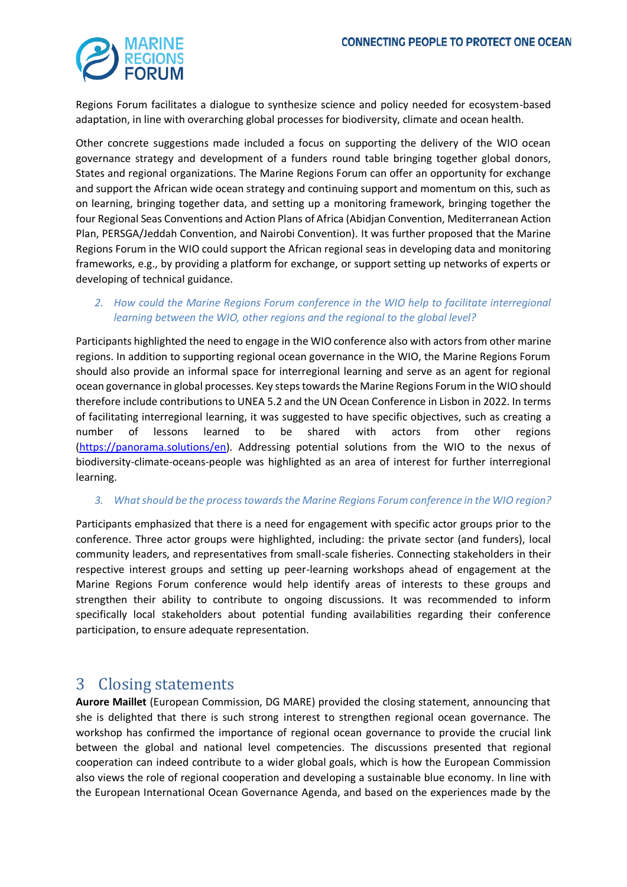Regions Forum facilitates a dialogue to synthesize science and policy needed for ecosystem-based adaptation, in line with overarching global processes for biodiversity, climate and ocean health.

Other concrete suggestions made included a focus on supporting the delivery of the WIO ocean governance strategy and development of a funders round table bringing together global donors, States and regional organizations. The Marine Regions Forum can offer an opportunity for exchange and support the African wide ocean strategy and continuing support and momentum on this, such as on learning, bringing together data, and setting up a monitoring framework, bringing together the four Regional Seas Conventions and Action Plans of Africa (Abidjan Convention, Mediterranean Action Plan, PERSGA/Jeddah Convention, and Nairobi Convention). It was further proposed that the Marine Regions Forum in the WIO could support the African regional seas in developing data and monitoring frameworks, e.g., by providing a platform for exchange, or support setting up networks of experts or developing of technical guidance.

2. *How could the Marine Regions Forum conference in the WIO help to facilitate interregional learning between the WIO, other regions and the regional to the global level?*

Participants highlighted the need to engage in the WIO conference also with actors from other marine regions. In addition to supporting regional ocean governance in the WIO, the Marine Regions Forum should also provide an informal space for interregional learning and serve as an agent for regional ocean governance in global processes. Key steps towards the Marine Regions Forum in the WIO should therefore include contributions to UNEA 5.2 and the UN Ocean Conference in Lisbon in 2022. In terms of facilitating interregional learning, it was suggested to have specific objectives, such as creating a number of lessons learned to be shared with actors from other regions (https://panorama.solutions/en). Addressing potential solutions from the WIO to the nexus of biodiversity-climate-oceans-people was highlighted as an area of interest for further interregional learning.

3. *What should be the process towards the Marine Regions Forum conference in the WIO region?*

Participants emphasized that there is a need for engagement with specific actor groups prior to the conference. Three actor groups were highlighted, including: the private sector (and funders), local community leaders, and representatives from small-scale fisheries. Connecting stakeholders in their respective interest groups and setting up peer-learning workshops ahead of engagement at the Marine Regions Forum conference would help identify areas of interests to these groups and strengthen their ability to contribute to ongoing discussions. It was recommended to inform specifically local stakeholders about potential funding availabilities regarding their conference participation, to ensure adequate representation.

# 3 Closing statements

**Aurore Maillet** (European Commission, DG MARE) provided the closing statement, announcing that she is delighted that there is such strong interest to strengthen regional ocean governance. The workshop has confirmed the importance of regional ocean governance to provide the crucial link between the global and national level competencies. The discussions presented that regional cooperation can indeed contribute to a wider global goals, which is how the European Commission also views the role of regional cooperation and developing a sustainable blue economy. In line with the European International Ocean Governance Agenda, and based on the experiences made by the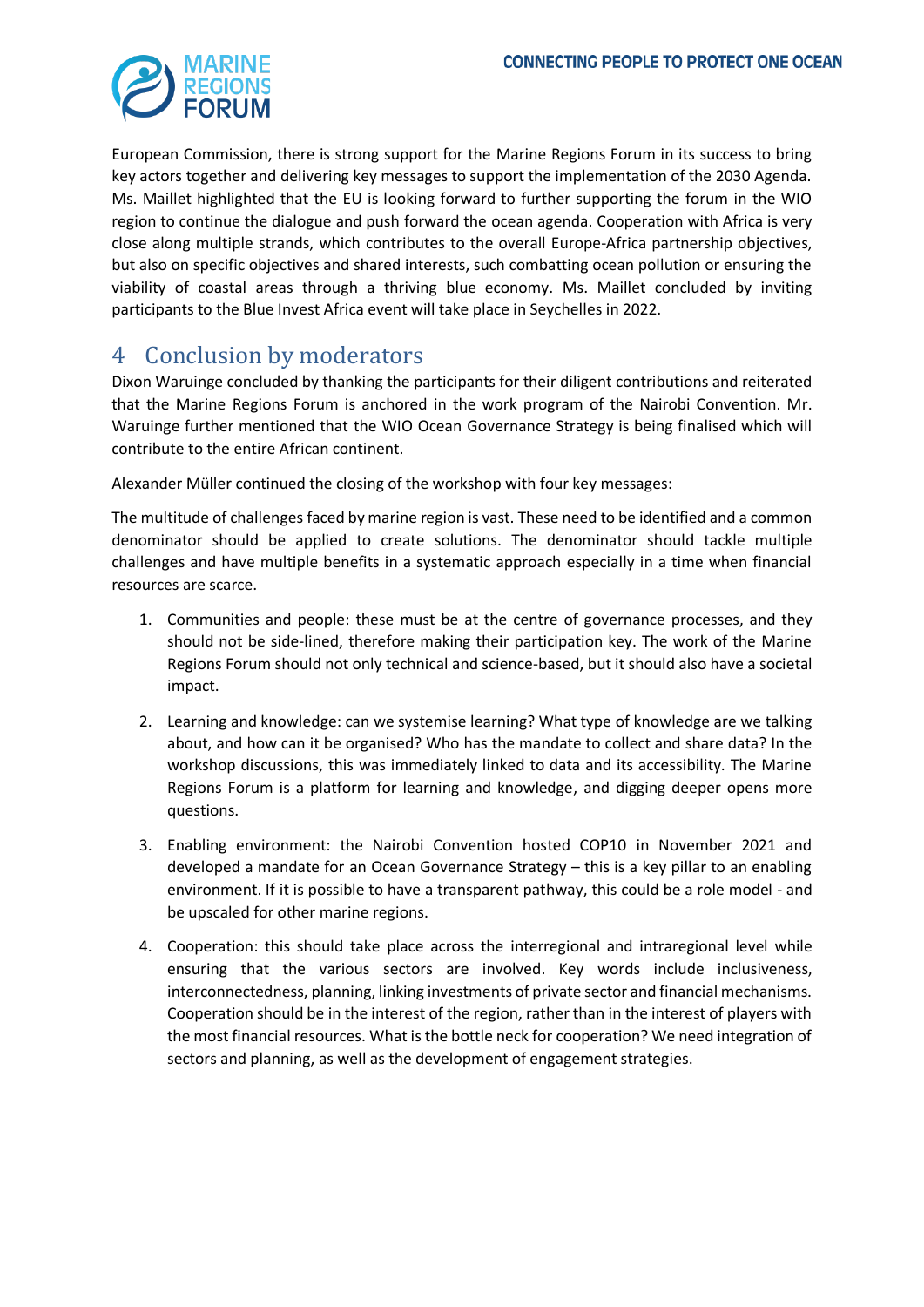European Commission, there is strong support for the Marine Regions Forum in its success to bring key actors together and delivering key messages to support the implementation of the 2030 Agenda. Ms. Maillet highlighted that the EU is looking forward to further supporting the forum in the WIO region to continue the dialogue and push forward the ocean agenda. Cooperation with Africa is very close along multiple strands, which contributes to the overall Europe-Africa partnership objectives, but also on specific objectives and shared interests, such combatting ocean pollution or ensuring the viability of coastal areas through a thriving blue economy. Ms. Maillet concluded by inviting participants to the Blue Invest Africa event will take place in Seychelles in 2022.

# 4 Conclusion by moderators

Dixon Waruinge concluded by thanking the participants for their diligent contributions and reiterated that the Marine Regions Forum is anchored in the work program of the Nairobi Convention. Mr. Waruinge further mentioned that the WIO Ocean Governance Strategy is being finalised which will contribute to the entire African continent.

Alexander Müller continued the closing of the workshop with four key messages:

The multitude of challenges faced by marine region is vast. These need to be identified and a common denominator should be applied to create solutions. The denominator should tackle multiple challenges and have multiple benefits in a systematic approach especially in a time when financial resources are scarce.

1. Communities and people: these must be at the centre of governance processes, and they should not be side-lined, therefore making their participation key. The work of the Marine Regions Forum should not only technical and science-based, but it should also have a societal impact.

2. Learning and knowledge: can we systemise learning? What type of knowledge are we talking about, and how can it be organised? Who has the mandate to collect and share data? In the workshop discussions, this was immediately linked to data and its accessibility. The Marine Regions Forum is a platform for learning and knowledge, and digging deeper opens more questions.

3. Enabling environment: the Nairobi Convention hosted COP10 in November 2021 and developed a mandate for an Ocean Governance Strategy – this is a key pillar to an enabling environment. If it is possible to have a transparent pathway, this could be a role model - and be upscaled for other marine regions.

4. Cooperation: this should take place across the interregional and intraregional level while ensuring that the various sectors are involved. Key words include inclusiveness, interconnectedness, planning, linking investments of private sector and financial mechanisms. Cooperation should be in the interest of the region, rather than in the interest of players with the most financial resources. What is the bottle neck for cooperation? We need integration of sectors and planning, as well as the development of engagement strategies.